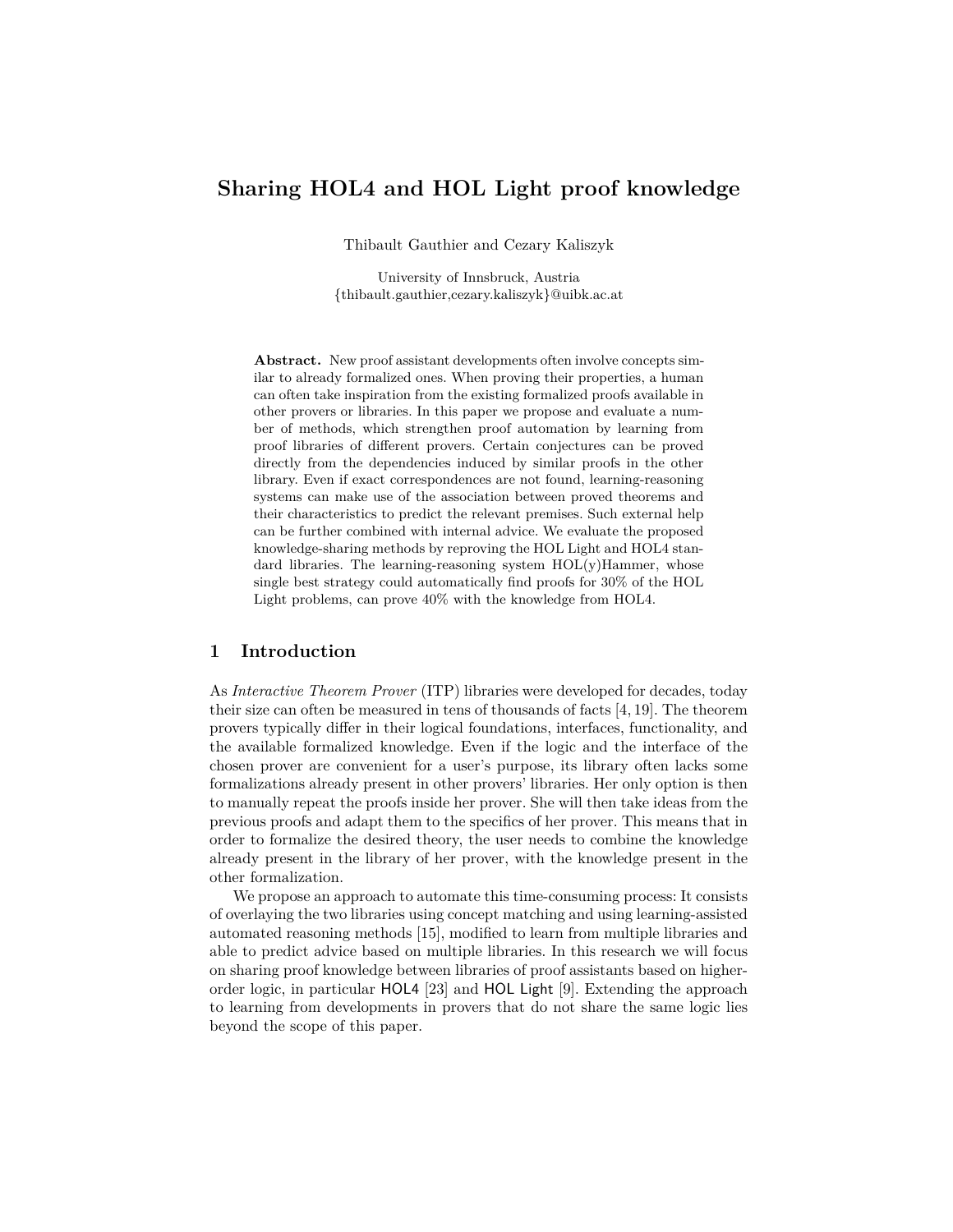# Sharing HOL4 and HOL Light proof knowledge

Thibault Gauthier and Cezary Kaliszyk

University of Innsbruck, Austria
{thibault.gauthier,cezary.kaliszyk}@uibk.ac.at

**Abstract.** New proof assistant developments often involve concepts similar to already formalized ones. When proving their properties, a human can often take inspiration from the existing formalized proofs available in other provers or libraries. In this paper we propose and evaluate a number of methods, which strengthen proof automation by learning from proof libraries of different provers. Certain conjectures can be proved directly from the dependencies induced by similar proofs in the other library. Even if exact correspondences are not found, learning-reasoning systems can make use of the association between proved theorems and their characteristics to predict the relevant premises. Such external help can be further combined with internal advice. We evaluate the proposed knowledge-sharing methods by reproving the HOL Light and HOL4 standard libraries. The learning-reasoning system HOL(y)Hammer, whose single best strategy could automatically find proofs for 30% of the HOL Light problems, can prove 40% with the knowledge from HOL4.

## 1 Introduction

As *Interactive Theorem Prover* (ITP) libraries were developed for decades, today their size can often be measured in tens of thousands of facts [4, 19]. The theorem provers typically differ in their logical foundations, interfaces, functionality, and the available formalized knowledge. Even if the logic and the interface of the chosen prover are convenient for a user's purpose, its library often lacks some formalizations already present in other provers' libraries. Her only option is then to manually repeat the proofs inside her prover. She will then take ideas from the previous proofs and adapt them to the specifics of her prover. This means that in order to formalize the desired theory, the user needs to combine the knowledge already present in the library of her prover, with the knowledge present in the other formalization.

We propose an approach to automate this time-consuming process: It consists of overlaying the two libraries using concept matching and using learning-assisted automated reasoning methods [15], modified to learn from multiple libraries and able to predict advice based on multiple libraries. In this research we will focus on sharing proof knowledge between libraries of proof assistants based on higher-order logic, in particular HOL4 [23] and HOL Light [9]. Extending the approach to learning from developments in provers that do not share the same logic lies beyond the scope of this paper.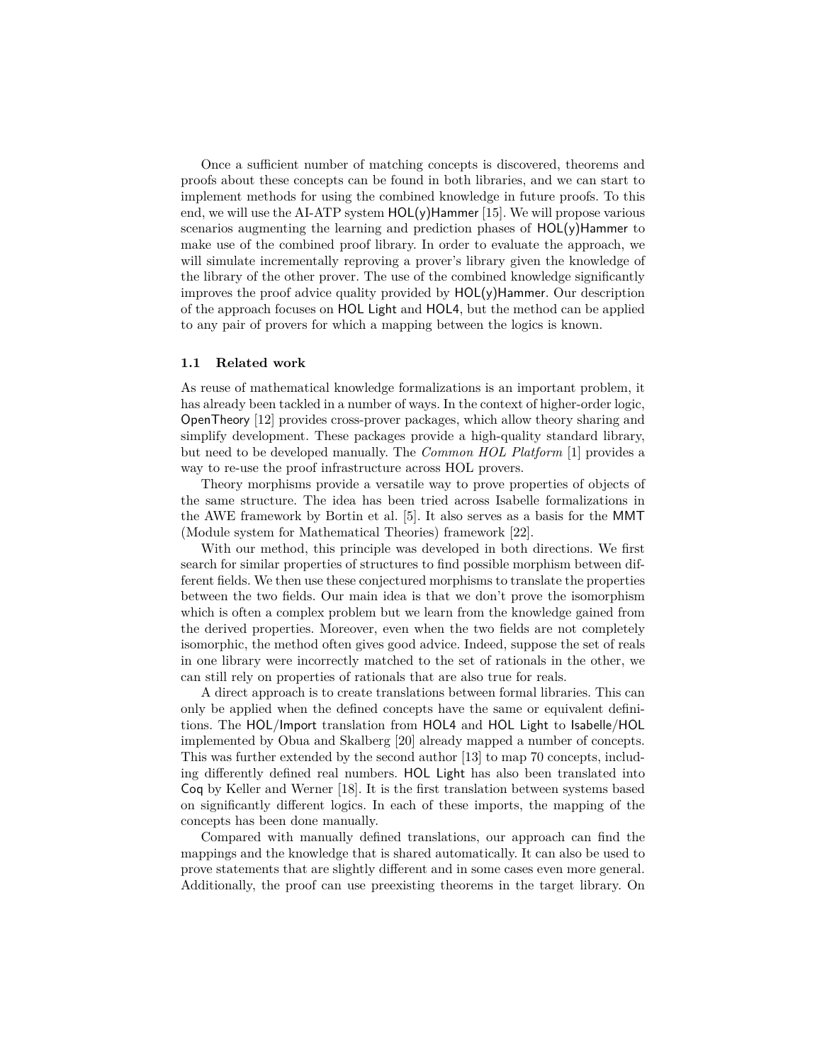Once a sufficient number of matching concepts is discovered, theorems and proofs about these concepts can be found in both libraries, and we can start to implement methods for using the combined knowledge in future proofs. To this end, we will use the AI-ATP system HOL(y)Hammer [15]. We will propose various scenarios augmenting the learning and prediction phases of HOL(y)Hammer to make use of the combined proof library. In order to evaluate the approach, we will simulate incrementally reproving a prover's library given the knowledge of the library of the other prover. The use of the combined knowledge significantly improves the proof advice quality provided by HOL(y)Hammer. Our description of the approach focuses on HOL Light and HOL4, but the method can be applied to any pair of provers for which a mapping between the logics is known.

### 1.1 Related work

As reuse of mathematical knowledge formalizations is an important problem, it has already been tackled in a number of ways. In the context of higher-order logic, OpenTheory [12] provides cross-prover packages, which allow theory sharing and simplify development. These packages provide a high-quality standard library, but need to be developed manually. The *Common HOL Platform* [1] provides a way to re-use the proof infrastructure across HOL provers.

Theory morphisms provide a versatile way to prove properties of objects of the same structure. The idea has been tried across Isabelle formalizations in the AWE framework by Bortin et al. [5]. It also serves as a basis for the MMT (Module system for Mathematical Theories) framework [22].

With our method, this principle was developed in both directions. We first search for similar properties of structures to find possible morphism between different fields. We then use these conjectured morphisms to translate the properties between the two fields. Our main idea is that we don't prove the isomorphism which is often a complex problem but we learn from the knowledge gained from the derived properties. Moreover, even when the two fields are not completely isomorphic, the method often gives good advice. Indeed, suppose the set of reals in one library were incorrectly matched to the set of rationals in the other, we can still rely on properties of rationals that are also true for reals.

A direct approach is to create translations between formal libraries. This can only be applied when the defined concepts have the same or equivalent definitions. The HOL/Import translation from HOL4 and HOL Light to Isabelle/HOL implemented by Obua and Skalberg [20] already mapped a number of concepts. This was further extended by the second author [13] to map 70 concepts, including differently defined real numbers. HOL Light has also been translated into Coq by Keller and Werner [18]. It is the first translation between systems based on significantly different logics. In each of these imports, the mapping of the concepts has been done manually.

Compared with manually defined translations, our approach can find the mappings and the knowledge that is shared automatically. It can also be used to prove statements that are slightly different and in some cases even more general. Additionally, the proof can use preexisting theorems in the target library. On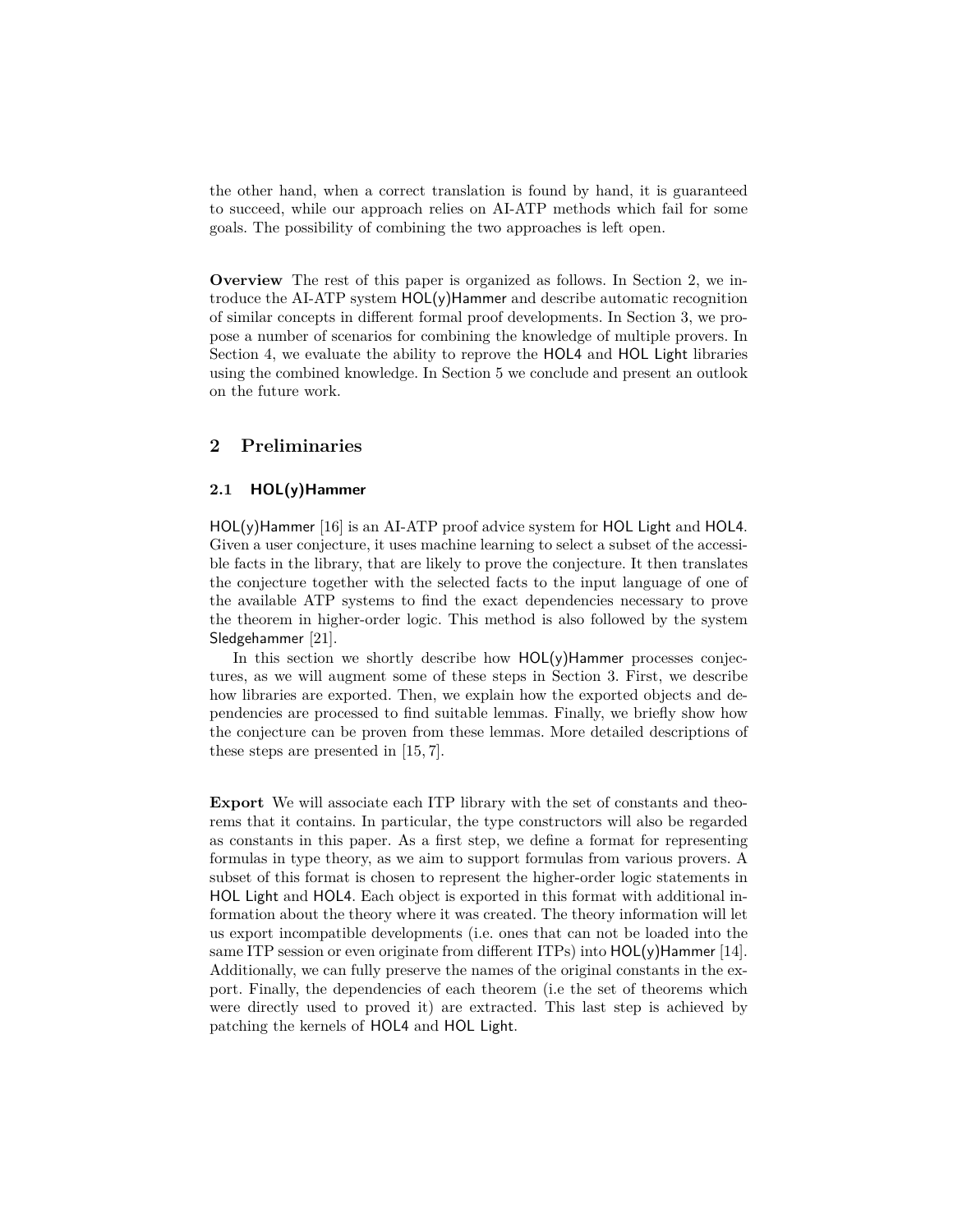the other hand, when a correct translation is found by hand, it is guaranteed to succeed, while our approach relies on AI-ATP methods which fail for some goals. The possibility of combining the two approaches is left open.

**Overview** The rest of this paper is organized as follows. In Section 2, we introduce the AI-ATP system HOL(y)Hammer and describe automatic recognition of similar concepts in different formal proof developments. In Section 3, we propose a number of scenarios for combining the knowledge of multiple provers. In Section 4, we evaluate the ability to reprove the HOL4 and HOL Light libraries using the combined knowledge. In Section 5 we conclude and present an outlook on the future work.

## 2 Preliminaries

### 2.1 HOL(y)Hammer

HOL(y)Hammer [16] is an AI-ATP proof advice system for HOL Light and HOL4. Given a user conjecture, it uses machine learning to select a subset of the accessible facts in the library, that are likely to prove the conjecture. It then translates the conjecture together with the selected facts to the input language of one of the available ATP systems to find the exact dependencies necessary to prove the theorem in higher-order logic. This method is also followed by the system Sledgehammer [21].

In this section we shortly describe how HOL(y)Hammer processes conjectures, as we will augment some of these steps in Section 3. First, we describe how libraries are exported. Then, we explain how the exported objects and dependencies are processed to find suitable lemmas. Finally, we briefly show how the conjecture can be proven from these lemmas. More detailed descriptions of these steps are presented in [15, 7].

**Export** We will associate each ITP library with the set of constants and theorems that it contains. In particular, the type constructors will also be regarded as constants in this paper. As a first step, we define a format for representing formulas in type theory, as we aim to support formulas from various provers. A subset of this format is chosen to represent the higher-order logic statements in HOL Light and HOL4. Each object is exported in this format with additional information about the theory where it was created. The theory information will let us export incompatible developments (i.e. ones that can not be loaded into the same ITP session or even originate from different ITPs) into HOL(y)Hammer [14]. Additionally, we can fully preserve the names of the original constants in the export. Finally, the dependencies of each theorem (i.e the set of theorems which were directly used to proved it) are extracted. This last step is achieved by patching the kernels of HOL4 and HOL Light.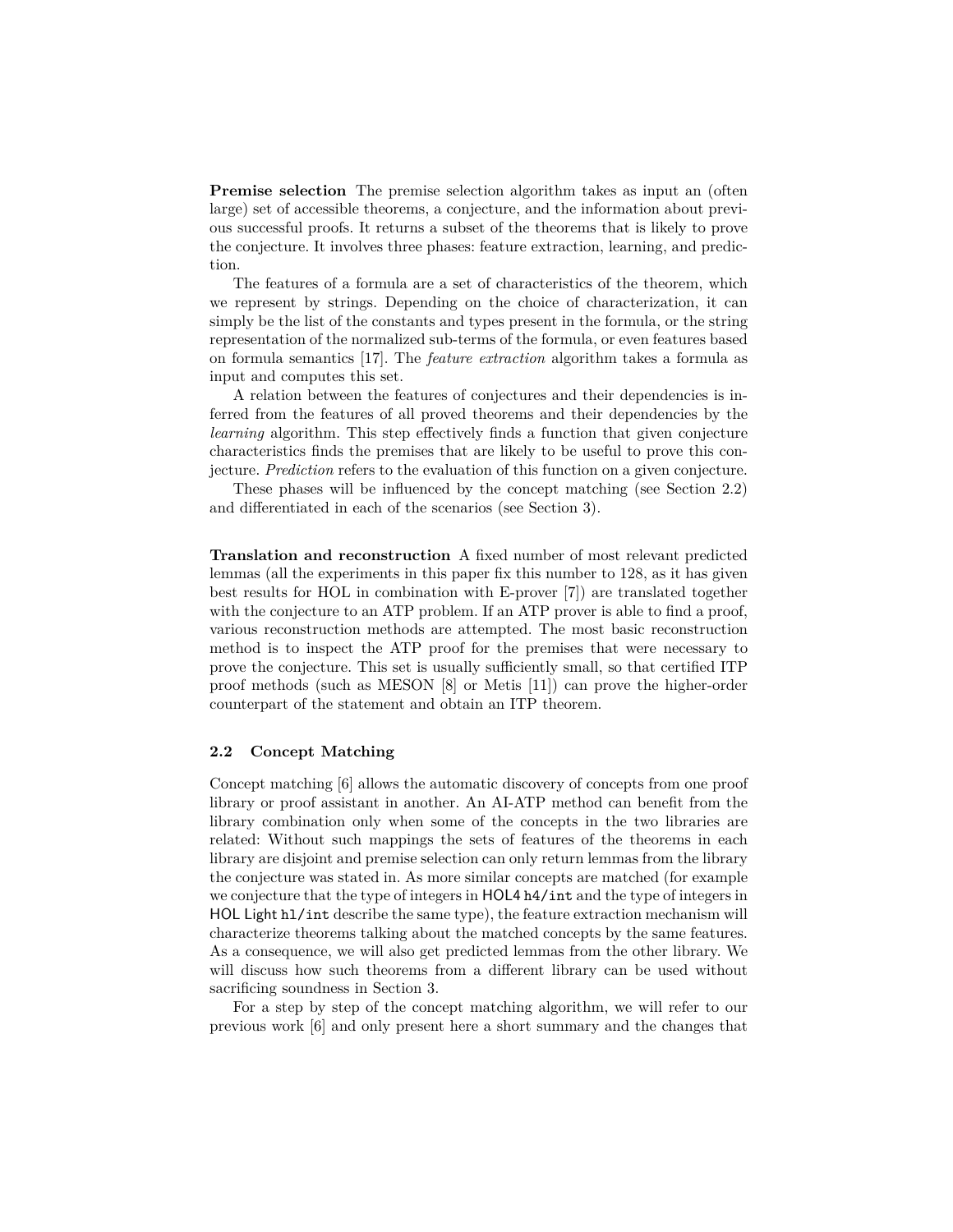**Premise selection** The premise selection algorithm takes as input an (often large) set of accessible theorems, a conjecture, and the information about previous successful proofs. It returns a subset of the theorems that is likely to prove the conjecture. It involves three phases: feature extraction, learning, and prediction.

The features of a formula are a set of characteristics of the theorem, which we represent by strings. Depending on the choice of characterization, it can simply be the list of the constants and types present in the formula, or the string representation of the normalized sub-terms of the formula, or even features based on formula semantics [17]. The *feature extraction* algorithm takes a formula as input and computes this set.

A relation between the features of conjectures and their dependencies is inferred from the features of all proved theorems and their dependencies by the *learning* algorithm. This step effectively finds a function that given conjecture characteristics finds the premises that are likely to be useful to prove this conjecture. *Prediction* refers to the evaluation of this function on a given conjecture.

These phases will be influenced by the concept matching (see Section 2.2) and differentiated in each of the scenarios (see Section 3).

**Translation and reconstruction** A fixed number of most relevant predicted lemmas (all the experiments in this paper fix this number to 128, as it has given best results for HOL in combination with E-prover [7]) are translated together with the conjecture to an ATP problem. If an ATP prover is able to find a proof, various reconstruction methods are attempted. The most basic reconstruction method is to inspect the ATP proof for the premises that were necessary to prove the conjecture. This set is usually sufficiently small, so that certified ITP proof methods (such as MESON [8] or Metis [11]) can prove the higher-order counterpart of the statement and obtain an ITP theorem.

### 2.2 Concept Matching

Concept matching [6] allows the automatic discovery of concepts from one proof library or proof assistant in another. An AI-ATP method can benefit from the library combination only when some of the concepts in the two libraries are related: Without such mappings the sets of features of the theorems in each library are disjoint and premise selection can only return lemmas from the library the conjecture was stated in. As more similar concepts are matched (for example we conjecture that the type of integers in HOL4 `h4/int` and the type of integers in HOL Light `hl/int` describe the same type), the feature extraction mechanism will characterize theorems talking about the matched concepts by the same features. As a consequence, we will also get predicted lemmas from the other library. We will discuss how such theorems from a different library can be used without sacrificing soundness in Section 3.

For a step by step of the concept matching algorithm, we will refer to our previous work [6] and only present here a short summary and the changes that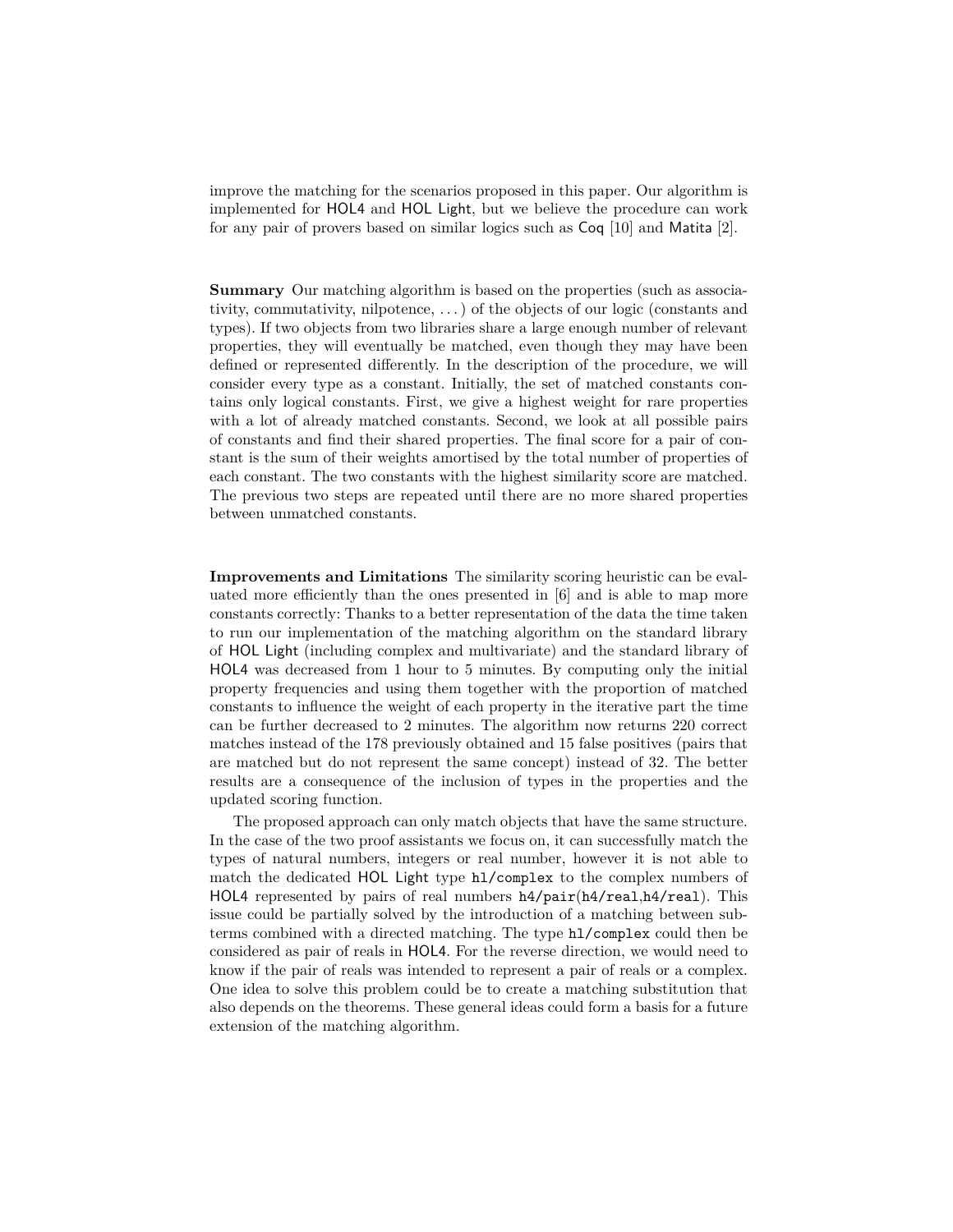improve the matching for the scenarios proposed in this paper. Our algorithm is implemented for HOL4 and HOL Light, but we believe the procedure can work for any pair of provers based on similar logics such as Coq [10] and Matita [2].

**Summary** Our matching algorithm is based on the properties (such as associativity, commutativity, nilpotence, . . . ) of the objects of our logic (constants and types). If two objects from two libraries share a large enough number of relevant properties, they will eventually be matched, even though they may have been defined or represented differently. In the description of the procedure, we will consider every type as a constant. Initially, the set of matched constants contains only logical constants. First, we give a highest weight for rare properties with a lot of already matched constants. Second, we look at all possible pairs of constants and find their shared properties. The final score for a pair of constant is the sum of their weights amortised by the total number of properties of each constant. The two constants with the highest similarity score are matched. The previous two steps are repeated until there are no more shared properties between unmatched constants.

**Improvements and Limitations** The similarity scoring heuristic can be evaluated more efficiently than the ones presented in [6] and is able to map more constants correctly: Thanks to a better representation of the data the time taken to run our implementation of the matching algorithm on the standard library of HOL Light (including complex and multivariate) and the standard library of HOL4 was decreased from 1 hour to 5 minutes. By computing only the initial property frequencies and using them together with the proportion of matched constants to influence the weight of each property in the iterative part the time can be further decreased to 2 minutes. The algorithm now returns 220 correct matches instead of the 178 previously obtained and 15 false positives (pairs that are matched but do not represent the same concept) instead of 32. The better results are a consequence of the inclusion of types in the properties and the updated scoring function.

The proposed approach can only match objects that have the same structure. In the case of the two proof assistants we focus on, it can successfully match the types of natural numbers, integers or real number, however it is not able to match the dedicated HOL Light type `hl/complex` to the complex numbers of HOL4 represented by pairs of real numbers `h4/pair(h4/real,h4/real)`. This issue could be partially solved by the introduction of a matching between subterms combined with a directed matching. The type `hl/complex` could then be considered as pair of reals in HOL4. For the reverse direction, we would need to know if the pair of reals was intended to represent a pair of reals or a complex. One idea to solve this problem could be to create a matching substitution that also depends on the theorems. These general ideas could form a basis for a future extension of the matching algorithm.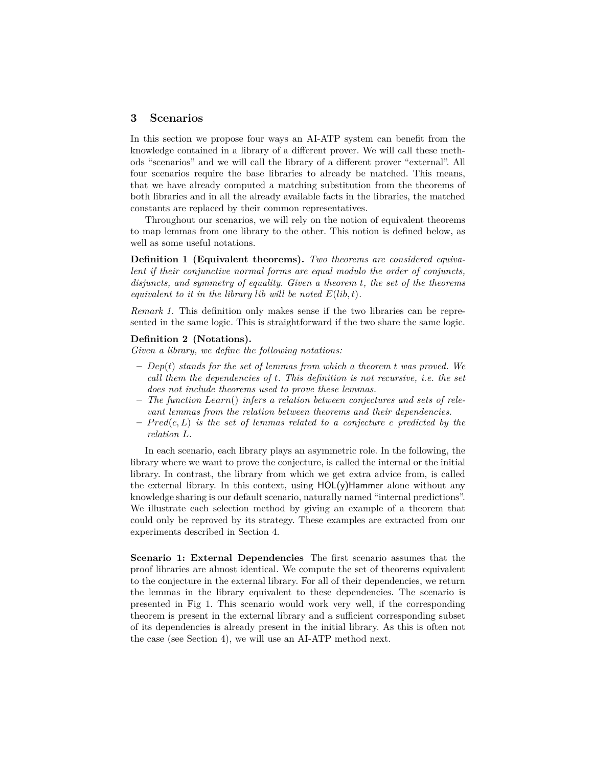## 3 Scenarios

In this section we propose four ways an AI-ATP system can benefit from the knowledge contained in a library of a different prover. We will call these methods "scenarios" and we will call the library of a different prover "external". All four scenarios require the base libraries to already be matched. This means, that we have already computed a matching substitution from the theorems of both libraries and in all the already available facts in the libraries, the matched constants are replaced by their common representatives.

Throughout our scenarios, we will rely on the notion of equivalent theorems to map lemmas from one library to the other. This notion is defined below, as well as some useful notations.

**Definition 1 (Equivalent theorems).** *Two theorems are considered equivalent if their conjunctive normal forms are equal modulo the order of conjuncts, disjuncts, and symmetry of equality. Given a theorem $t$, the set of the theorems equivalent to it in the library $lib$ will be noted $E(lib, t)$.*

*Remark 1.* This definition only makes sense if the two libraries can be represented in the same logic. This is straightforward if the two share the same logic.

**Definition 2 (Notations).**
*Given a library, we define the following notations:*

- *$Dep(t)$ stands for the set of lemmas from which a theorem $t$ was proved. We call them the dependencies of $t$. This definition is not recursive, i.e. the set does not include theorems used to prove these lemmas.*
- *The function $Learn()$ infers a relation between conjectures and sets of relevant lemmas from the relation between theorems and their dependencies.*
- *$Pred(c, L)$ is the set of lemmas related to a conjecture $c$ predicted by the relation $L$.*

In each scenario, each library plays an asymmetric role. In the following, the library where we want to prove the conjecture, is called the internal or the initial library. In contrast, the library from which we get extra advice from, is called the external library. In this context, using HOL(y)Hammer alone without any knowledge sharing is our default scenario, naturally named "internal predictions". We illustrate each selection method by giving an example of a theorem that could only be reproved by its strategy. These examples are extracted from our experiments described in Section 4.

**Scenario 1: External Dependencies** The first scenario assumes that the proof libraries are almost identical. We compute the set of theorems equivalent to the conjecture in the external library. For all of their dependencies, we return the lemmas in the library equivalent to these dependencies. The scenario is presented in Fig 1. This scenario would work very well, if the corresponding theorem is present in the external library and a sufficient corresponding subset of its dependencies is already present in the initial library. As this is often not the case (see Section 4), we will use an AI-ATP method next.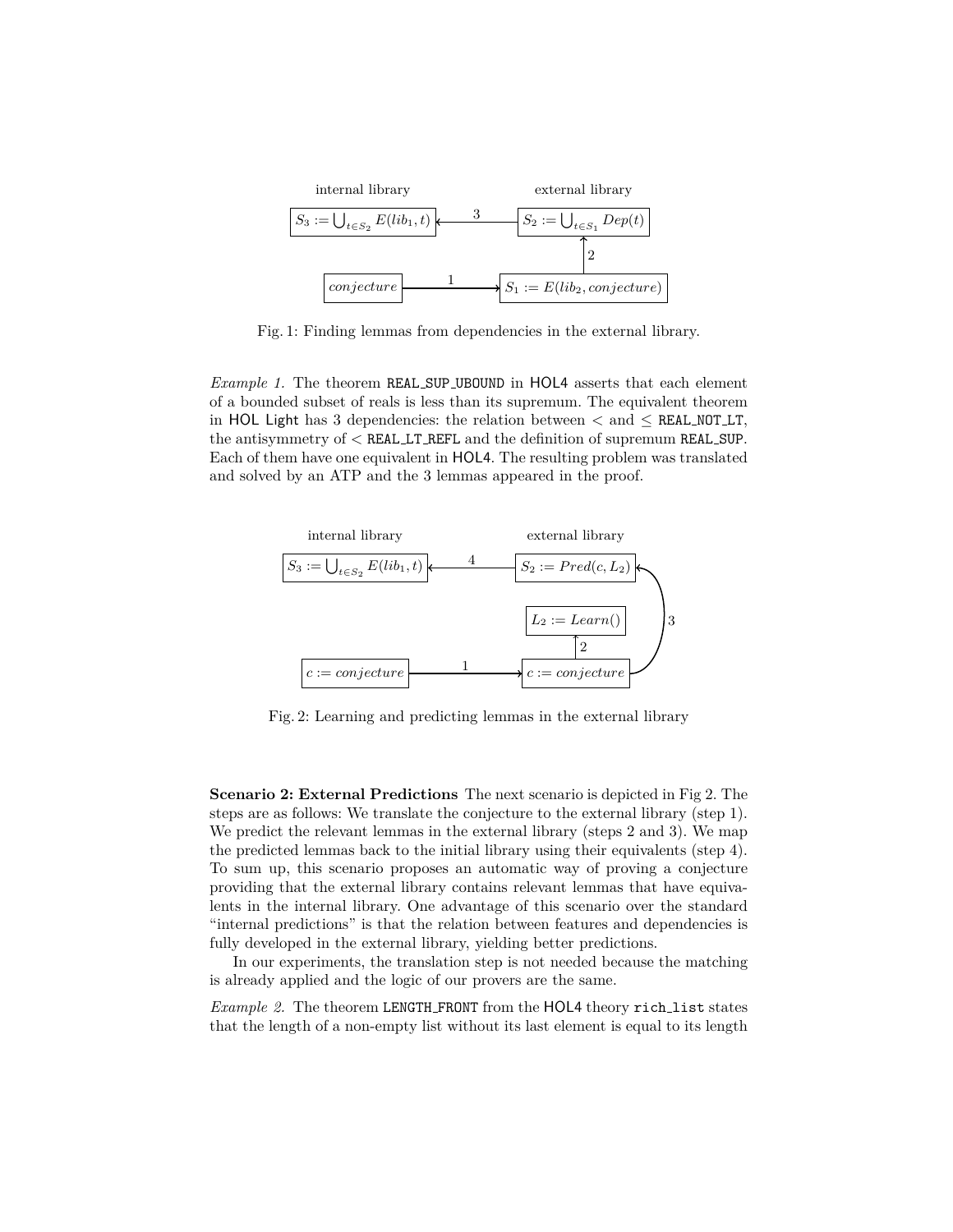internal library external library

$S_3 := \bigcup_{t \in S_2} E(lib_1, t)$ ← 3 — $S_2 := \bigcup_{t \in S_1} Dep(t)$

2 ↑

$conjecture$ — 1 → $S_1 := E(lib_2, conjecture)$

Fig. 1: Finding lemmas from dependencies in the external library.

*Example 1.* The theorem REAL_SUP_UBOUND in HOL4 asserts that each element of a bounded subset of reals is less than its supremum. The equivalent theorem in HOL Light has 3 dependencies: the relation between $<$ and $\leq$ REAL_NOT_LT, the antisymmetry of $<$ REAL_LT_REFL and the definition of supremum REAL_SUP. Each of them have one equivalent in HOL4. The resulting problem was translated and solved by an ATP and the 3 lemmas appeared in the proof.

internal library external library

$S_3 := \bigcup_{t \in S_2} E(lib_1, t)$ ← 4 — $S_2 := Pred(c, L_2)$

$L_2 := Learn()$

2 ↑ 3

$c := conjecture$ — 1 → $c := conjecture$

Fig. 2: Learning and predicting lemmas in the external library

**Scenario 2: External Predictions** The next scenario is depicted in Fig 2. The steps are as follows: We translate the conjecture to the external library (step 1). We predict the relevant lemmas in the external library (steps 2 and 3). We map the predicted lemmas back to the initial library using their equivalents (step 4). To sum up, this scenario proposes an automatic way of proving a conjecture providing that the external library contains relevant lemmas that have equivalents in the internal library. One advantage of this scenario over the standard "internal predictions" is that the relation between features and dependencies is fully developed in the external library, yielding better predictions.

In our experiments, the translation step is not needed because the matching is already applied and the logic of our provers are the same.

*Example 2.* The theorem LENGTH_FRONT from the HOL4 theory rich_list states that the length of a non-empty list without its last element is equal to its length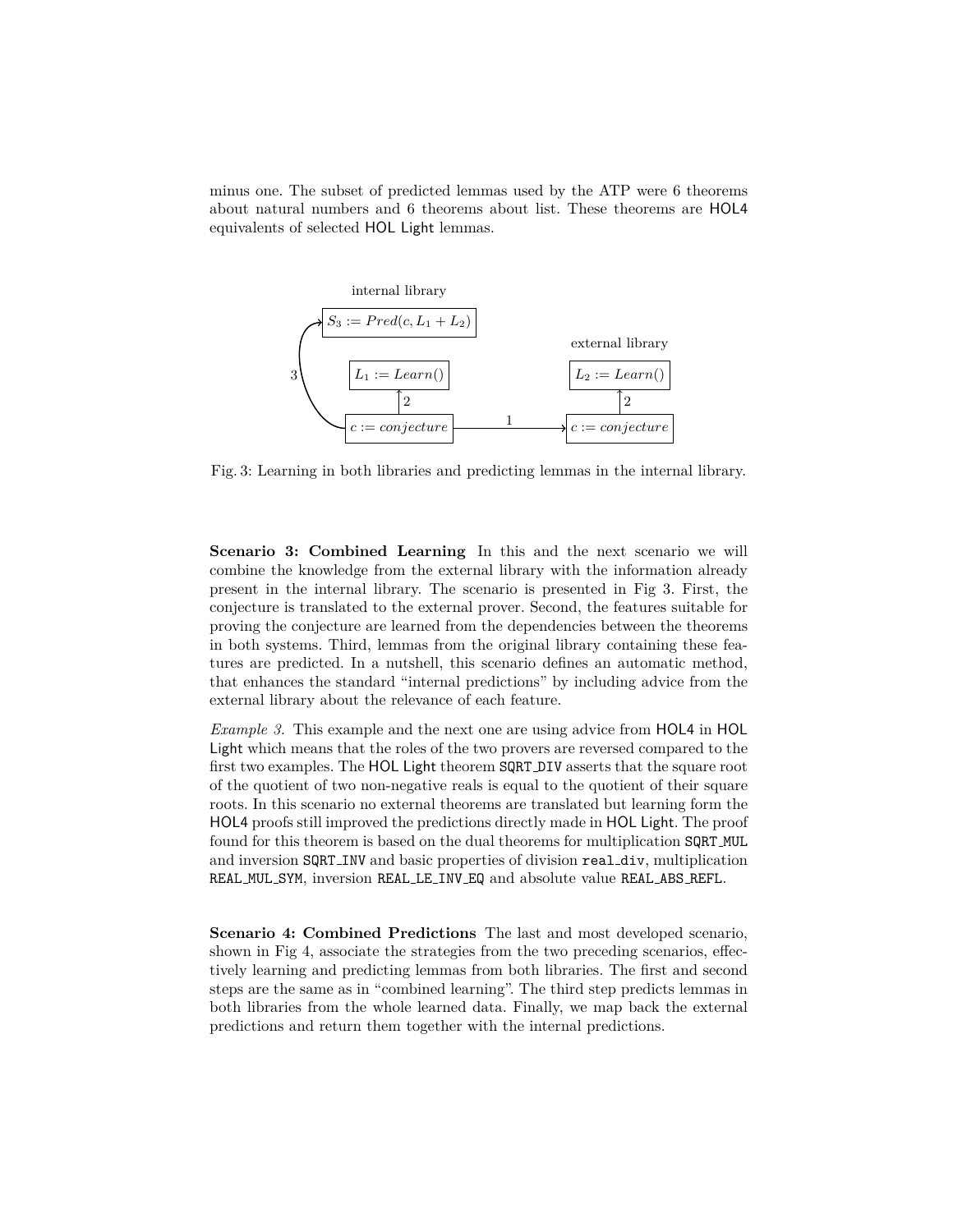minus one. The subset of predicted lemmas used by the ATP were 6 theorems about natural numbers and 6 theorems about list. These theorems are HOL4 equivalents of selected HOL Light lemmas.

Fig. 3: Learning in both libraries and predicting lemmas in the internal library.

**Scenario 3: Combined Learning** In this and the next scenario we will combine the knowledge from the external library with the information already present in the internal library. The scenario is presented in Fig 3. First, the conjecture is translated to the external prover. Second, the features suitable for proving the conjecture are learned from the dependencies between the theorems in both systems. Third, lemmas from the original library containing these features are predicted. In a nutshell, this scenario defines an automatic method, that enhances the standard "internal predictions" by including advice from the external library about the relevance of each feature.

*Example 3.* This example and the next one are using advice from HOL4 in HOL Light which means that the roles of the two provers are reversed compared to the first two examples. The HOL Light theorem `SQRT_DIV` asserts that the square root of the quotient of two non-negative reals is equal to the quotient of their square roots. In this scenario no external theorems are translated but learning form the HOL4 proofs still improved the predictions directly made in HOL Light. The proof found for this theorem is based on the dual theorems for multiplication `SQRT_MUL` and inversion `SQRT_INV` and basic properties of division `real_div`, multiplication `REAL_MUL_SYM`, inversion `REAL_LE_INV_EQ` and absolute value `REAL_ABS_REFL`.

**Scenario 4: Combined Predictions** The last and most developed scenario, shown in Fig 4, associate the strategies from the two preceding scenarios, effectively learning and predicting lemmas from both libraries. The first and second steps are the same as in "combined learning". The third step predicts lemmas in both libraries from the whole learned data. Finally, we map back the external predictions and return them together with the internal predictions.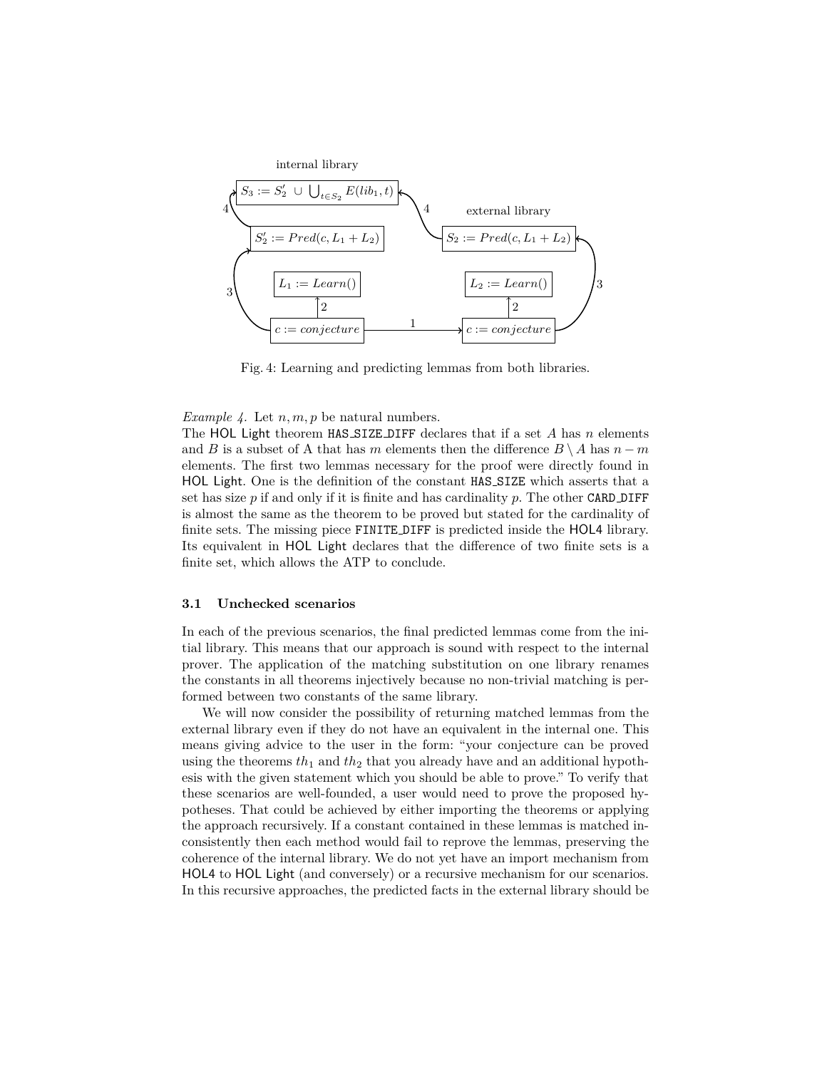Fig. 4: Learning and predicting lemmas from both libraries.

*Example 4.* Let $n, m, p$ be natural numbers.
The HOL Light theorem HAS_SIZE_DIFF declares that if a set $A$ has $n$ elements and $B$ is a subset of A that has $m$ elements then the difference $B \setminus A$ has $n - m$ elements. The first two lemmas necessary for the proof were directly found in HOL Light. One is the definition of the constant HAS_SIZE which asserts that a set has size $p$ if and only if it is finite and has cardinality $p$. The other CARD_DIFF is almost the same as the theorem to be proved but stated for the cardinality of finite sets. The missing piece FINITE_DIFF is predicted inside the HOL4 library. Its equivalent in HOL Light declares that the difference of two finite sets is a finite set, which allows the ATP to conclude.

### 3.1 Unchecked scenarios

In each of the previous scenarios, the final predicted lemmas come from the initial library. This means that our approach is sound with respect to the internal prover. The application of the matching substitution on one library renames the constants in all theorems injectively because no non-trivial matching is performed between two constants of the same library.

We will now consider the possibility of returning matched lemmas from the external library even if they do not have an equivalent in the internal one. This means giving advice to the user in the form: "your conjecture can be proved using the theorems $th_1$ and $th_2$ that you already have and an additional hypothesis with the given statement which you should be able to prove." To verify that these scenarios are well-founded, a user would need to prove the proposed hypotheses. That could be achieved by either importing the theorems or applying the approach recursively. If a constant contained in these lemmas is matched inconsistently then each method would fail to reprove the lemmas, preserving the coherence of the internal library. We do not yet have an import mechanism from HOL4 to HOL Light (and conversely) or a recursive mechanism for our scenarios. In this recursive approaches, the predicted facts in the external library should be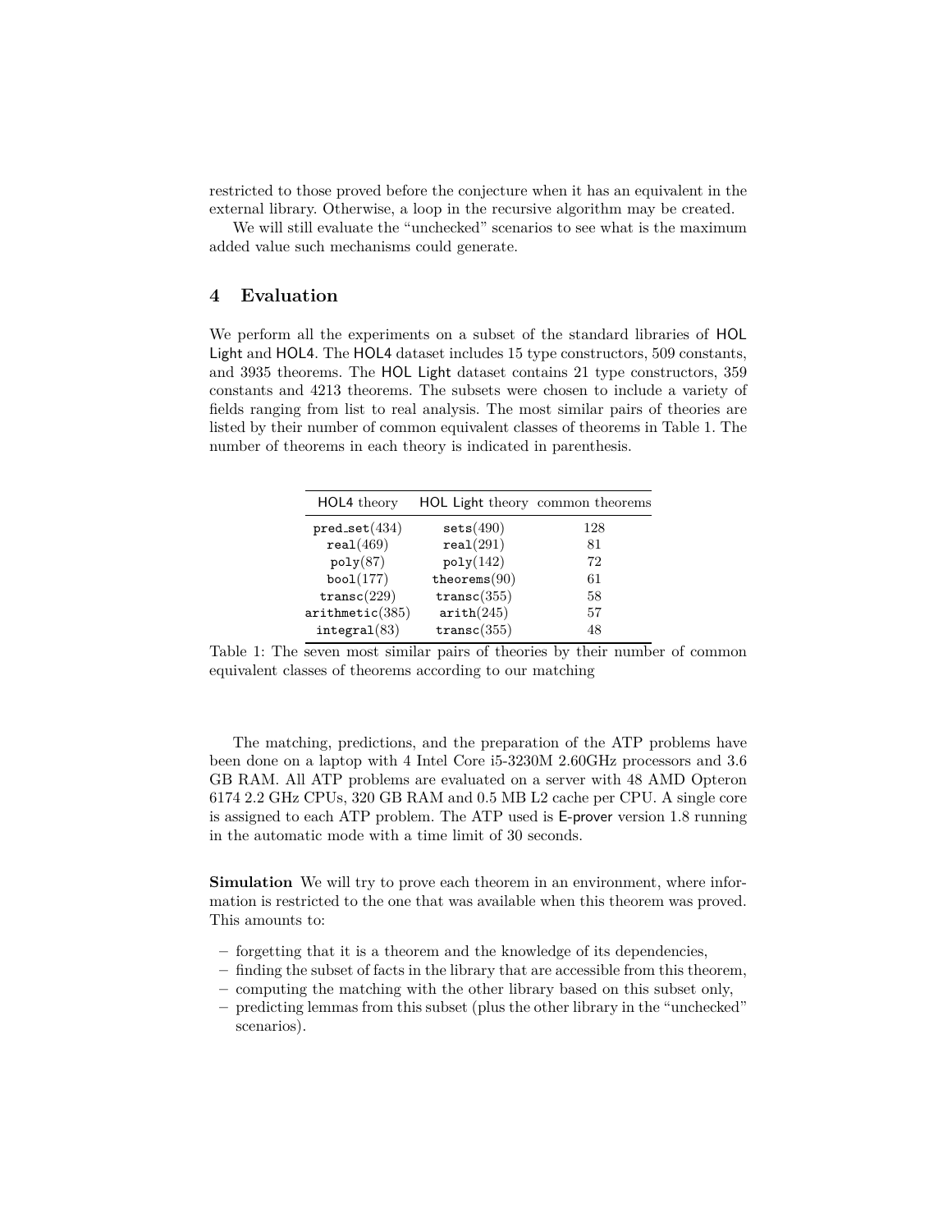restricted to those proved before the conjecture when it has an equivalent in the external library. Otherwise, a loop in the recursive algorithm may be created.

We will still evaluate the "unchecked" scenarios to see what is the maximum added value such mechanisms could generate.

## 4 Evaluation

We perform all the experiments on a subset of the standard libraries of HOL Light and HOL4. The HOL4 dataset includes 15 type constructors, 509 constants, and 3935 theorems. The HOL Light dataset contains 21 type constructors, 359 constants and 4213 theorems. The subsets were chosen to include a variety of fields ranging from list to real analysis. The most similar pairs of theories are listed by their number of common equivalent classes of theorems in Table 1. The number of theorems in each theory is indicated in parenthesis.

| HOL4 theory | HOL Light theory | common theorems |
|---|---|---|
| `pred_set`(434) | `sets`(490) | 128 |
| `real`(469) | `real`(291) | 81 |
| `poly`(87) | `poly`(142) | 72 |
| `bool`(177) | `theorems`(90) | 61 |
| `transc`(229) | `transc`(355) | 58 |
| `arithmetic`(385) | `arith`(245) | 57 |
| `integral`(83) | `transc`(355) | 48 |

Table 1: The seven most similar pairs of theories by their number of common equivalent classes of theorems according to our matching

The matching, predictions, and the preparation of the ATP problems have been done on a laptop with 4 Intel Core i5-3230M 2.60GHz processors and 3.6 GB RAM. All ATP problems are evaluated on a server with 48 AMD Opteron 6174 2.2 GHz CPUs, 320 GB RAM and 0.5 MB L2 cache per CPU. A single core is assigned to each ATP problem. The ATP used is E-prover version 1.8 running in the automatic mode with a time limit of 30 seconds.

**Simulation** We will try to prove each theorem in an environment, where information is restricted to the one that was available when this theorem was proved. This amounts to:

- forgetting that it is a theorem and the knowledge of its dependencies,
- finding the subset of facts in the library that are accessible from this theorem,
- computing the matching with the other library based on this subset only,
- predicting lemmas from this subset (plus the other library in the "unchecked" scenarios).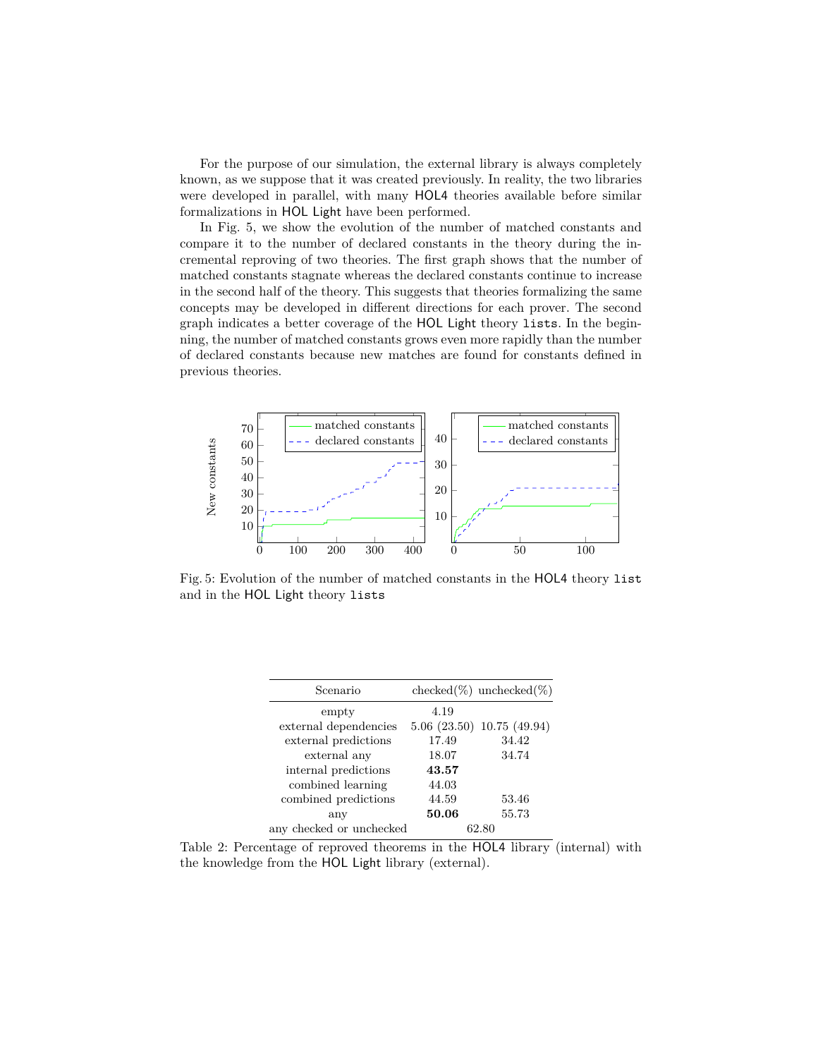For the purpose of our simulation, the external library is always completely known, as we suppose that it was created previously. In reality, the two libraries were developed in parallel, with many HOL4 theories available before similar formalizations in HOL Light have been performed.

In Fig. 5, we show the evolution of the number of matched constants and compare it to the number of declared constants in the theory during the incremental reproving of two theories. The first graph shows that the number of matched constants stagnate whereas the declared constants continue to increase in the second half of the theory. This suggests that theories formalizing the same concepts may be developed in different directions for each prover. The second graph indicates a better coverage of the HOL Light theory `lists`. In the beginning, the number of matched constants grows even more rapidly than the number of declared constants because new matches are found for constants defined in previous theories.

Fig. 5: Evolution of the number of matched constants in the HOL4 theory `list` and in the HOL Light theory `lists`

| Scenario | checked(%) | unchecked(%) |
|---|---|---|
| empty | 4.19 | |
| external dependencies | 5.06 (23.50) | 10.75 (49.94) |
| external predictions | 17.49 | 34.42 |
| external any | 18.07 | 34.74 |
| internal predictions | **43.57** | |
| combined learning | 44.03 | |
| combined predictions | 44.59 | 53.46 |
| any | **50.06** | 55.73 |
| any checked or unchecked | 62.80 | |

Table 2: Percentage of reproved theorems in the HOL4 library (internal) with the knowledge from the HOL Light library (external).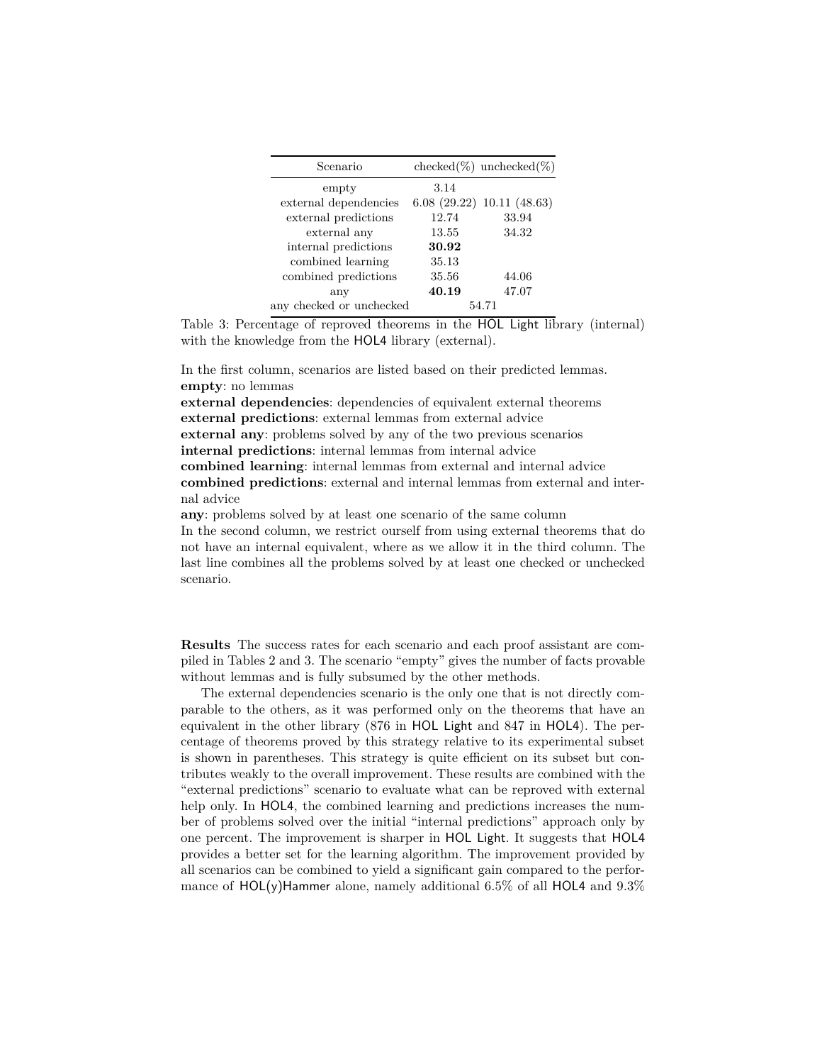| Scenario | checked(%) | unchecked(%) |
|---|---|---|
| empty | 3.14 | |
| external dependencies | 6.08 (29.22) | 10.11 (48.63) |
| external predictions | 12.74 | 33.94 |
| external any | 13.55 | 34.32 |
| internal predictions | **30.92** | |
| combined learning | 35.13 | |
| combined predictions | 35.56 | 44.06 |
| any | **40.19** | 47.07 |
| any checked or unchecked | 54.71 | |

Table 3: Percentage of reproved theorems in the HOL Light library (internal) with the knowledge from the HOL4 library (external).

In the first column, scenarios are listed based on their predicted lemmas.
**empty**: no lemmas
**external dependencies**: dependencies of equivalent external theorems
**external predictions**: external lemmas from external advice
**external any**: problems solved by any of the two previous scenarios
**internal predictions**: internal lemmas from internal advice
**combined learning**: internal lemmas from external and internal advice
**combined predictions**: external and internal lemmas from external and internal advice
**any**: problems solved by at least one scenario of the same column
In the second column, we restrict ourself from using external theorems that do not have an internal equivalent, where as we allow it in the third column. The last line combines all the problems solved by at least one checked or unchecked scenario.

**Results** The success rates for each scenario and each proof assistant are compiled in Tables 2 and 3. The scenario "empty" gives the number of facts provable without lemmas and is fully subsumed by the other methods.

The external dependencies scenario is the only one that is not directly comparable to the others, as it was performed only on the theorems that have an equivalent in the other library (876 in HOL Light and 847 in HOL4). The percentage of theorems proved by this strategy relative to its experimental subset is shown in parentheses. This strategy is quite efficient on its subset but contributes weakly to the overall improvement. These results are combined with the "external predictions" scenario to evaluate what can be reproved with external help only. In HOL4, the combined learning and predictions increases the number of problems solved over the initial "internal predictions" approach only by one percent. The improvement is sharper in HOL Light. It suggests that HOL4 provides a better set for the learning algorithm. The improvement provided by all scenarios can be combined to yield a significant gain compared to the performance of HOL(y)Hammer alone, namely additional 6.5% of all HOL4 and 9.3%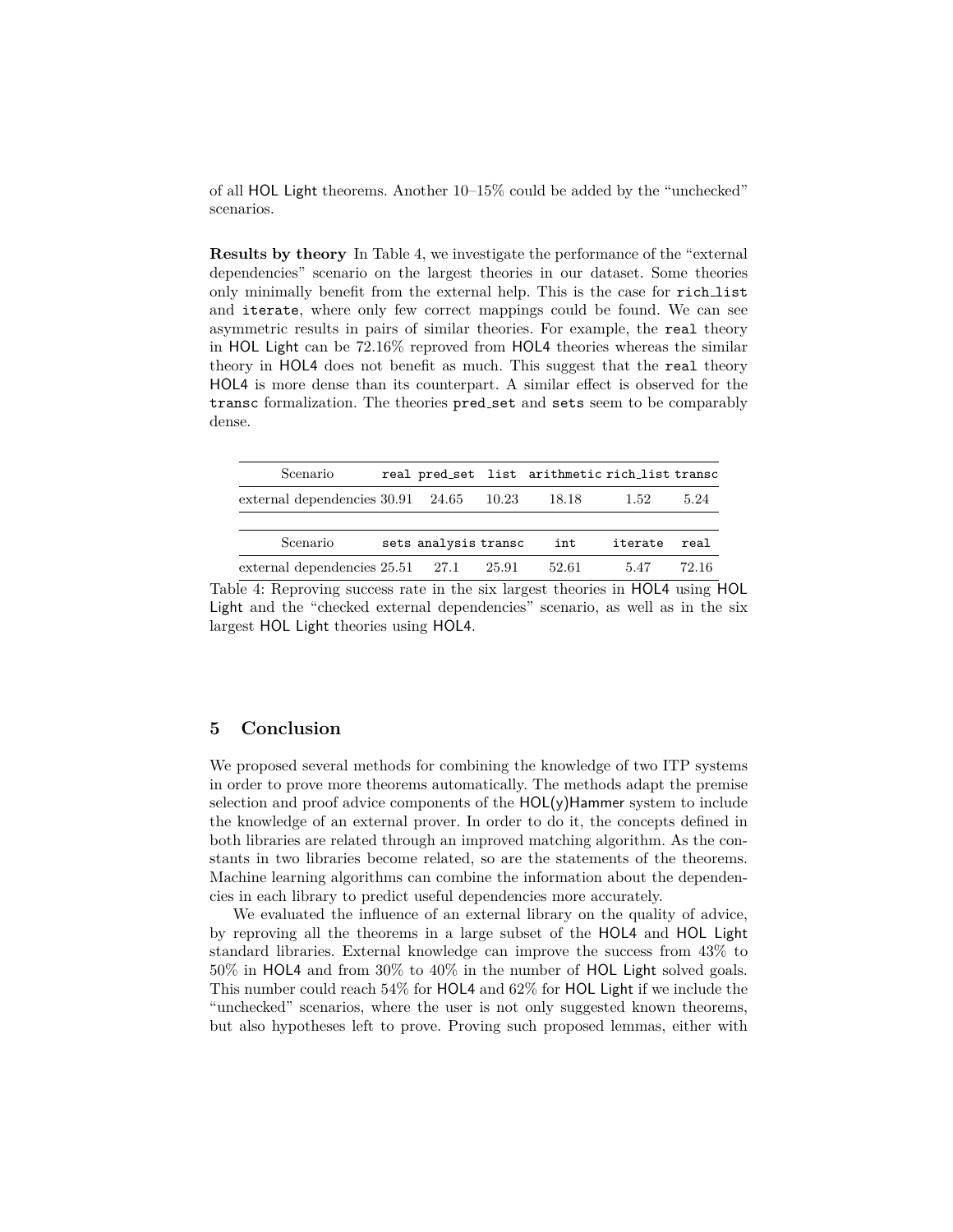of all HOL Light theorems. Another 10–15% could be added by the "unchecked" scenarios.

**Results by theory** In Table 4, we investigate the performance of the "external dependencies" scenario on the largest theories in our dataset. Some theories only minimally benefit from the external help. This is the case for `rich_list` and `iterate`, where only few correct mappings could be found. We can see asymmetric results in pairs of similar theories. For example, the `real` theory in HOL Light can be 72.16% reproved from HOL4 theories whereas the similar theory in HOL4 does not benefit as much. This suggest that the `real` theory HOL4 is more dense than its counterpart. A similar effect is observed for the `transc` formalization. The theories `pred_set` and `sets` seem to be comparably dense.

| Scenario | `real` | `pred_set` | `list` | `arithmetic` | `rich_list` | `transc` |
|---|---|---|---|---|---|---|
| external dependencies | 30.91 | 24.65 | 10.23 | 18.18 | 1.52 | 5.24 |

| Scenario | `sets` | `analysis` | `transc` | `int` | `iterate` | `real` |
|---|---|---|---|---|---|---|
| external dependencies | 25.51 | 27.1 | 25.91 | 52.61 | 5.47 | 72.16 |

Table 4: Reproving success rate in the six largest theories in HOL4 using HOL Light and the "checked external dependencies" scenario, as well as in the six largest HOL Light theories using HOL4.

## 5 Conclusion

We proposed several methods for combining the knowledge of two ITP systems in order to prove more theorems automatically. The methods adapt the premise selection and proof advice components of the HOL(y)Hammer system to include the knowledge of an external prover. In order to do it, the concepts defined in both libraries are related through an improved matching algorithm. As the constants in two libraries become related, so are the statements of the theorems. Machine learning algorithms can combine the information about the dependencies in each library to predict useful dependencies more accurately.

We evaluated the influence of an external library on the quality of advice, by reproving all the theorems in a large subset of the HOL4 and HOL Light standard libraries. External knowledge can improve the success from 43% to 50% in HOL4 and from 30% to 40% in the number of HOL Light solved goals. This number could reach 54% for HOL4 and 62% for HOL Light if we include the "unchecked" scenarios, where the user is not only suggested known theorems, but also hypotheses left to prove. Proving such proposed lemmas, either with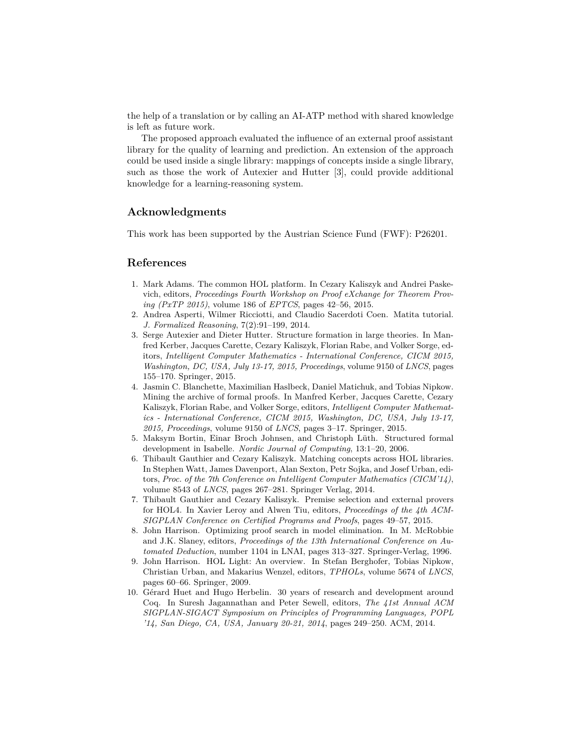the help of a translation or by calling an AI-ATP method with shared knowledge is left as future work.

The proposed approach evaluated the influence of an external proof assistant library for the quality of learning and prediction. An extension of the approach could be used inside a single library: mappings of concepts inside a single library, such as those the work of Autexier and Hutter [3], could provide additional knowledge for a learning-reasoning system.

## Acknowledgments

This work has been supported by the Austrian Science Fund (FWF): P26201.

## References

1. Mark Adams. The common HOL platform. In Cezary Kaliszyk and Andrei Paskevich, editors, *Proceedings Fourth Workshop on Proof eXchange for Theorem Proving (PxTP 2015)*, volume 186 of *EPTCS*, pages 42–56, 2015.
2. Andrea Asperti, Wilmer Ricciotti, and Claudio Sacerdoti Coen. Matita tutorial. *J. Formalized Reasoning*, 7(2):91–199, 2014.
3. Serge Autexier and Dieter Hutter. Structure formation in large theories. In Manfred Kerber, Jacques Carette, Cezary Kaliszyk, Florian Rabe, and Volker Sorge, editors, *Intelligent Computer Mathematics - International Conference, CICM 2015, Washington, DC, USA, July 13-17, 2015, Proceedings*, volume 9150 of *LNCS*, pages 155–170. Springer, 2015.
4. Jasmin C. Blanchette, Maximilian Haslbeck, Daniel Matichuk, and Tobias Nipkow. Mining the archive of formal proofs. In Manfred Kerber, Jacques Carette, Cezary Kaliszyk, Florian Rabe, and Volker Sorge, editors, *Intelligent Computer Mathematics - International Conference, CICM 2015, Washington, DC, USA, July 13-17, 2015, Proceedings*, volume 9150 of *LNCS*, pages 3–17. Springer, 2015.
5. Maksym Bortin, Einar Broch Johnsen, and Christoph Lüth. Structured formal development in Isabelle. *Nordic Journal of Computing*, 13:1–20, 2006.
6. Thibault Gauthier and Cezary Kaliszyk. Matching concepts across HOL libraries. In Stephen Watt, James Davenport, Alan Sexton, Petr Sojka, and Josef Urban, editors, *Proc. of the 7th Conference on Intelligent Computer Mathematics (CICM'14)*, volume 8543 of *LNCS*, pages 267–281. Springer Verlag, 2014.
7. Thibault Gauthier and Cezary Kaliszyk. Premise selection and external provers for HOL4. In Xavier Leroy and Alwen Tiu, editors, *Proceedings of the 4th ACM-SIGPLAN Conference on Certified Programs and Proofs*, pages 49–57, 2015.
8. John Harrison. Optimizing proof search in model elimination. In M. McRobbie and J.K. Slaney, editors, *Proceedings of the 13th International Conference on Automated Deduction*, number 1104 in LNAI, pages 313–327. Springer-Verlag, 1996.
9. John Harrison. HOL Light: An overview. In Stefan Berghofer, Tobias Nipkow, Christian Urban, and Makarius Wenzel, editors, *TPHOLs*, volume 5674 of *LNCS*, pages 60–66. Springer, 2009.
10. Gérard Huet and Hugo Herbelin. 30 years of research and development around Coq. In Suresh Jagannathan and Peter Sewell, editors, *The 41st Annual ACM SIGPLAN-SIGACT Symposium on Principles of Programming Languages, POPL '14, San Diego, CA, USA, January 20-21, 2014*, pages 249–250. ACM, 2014.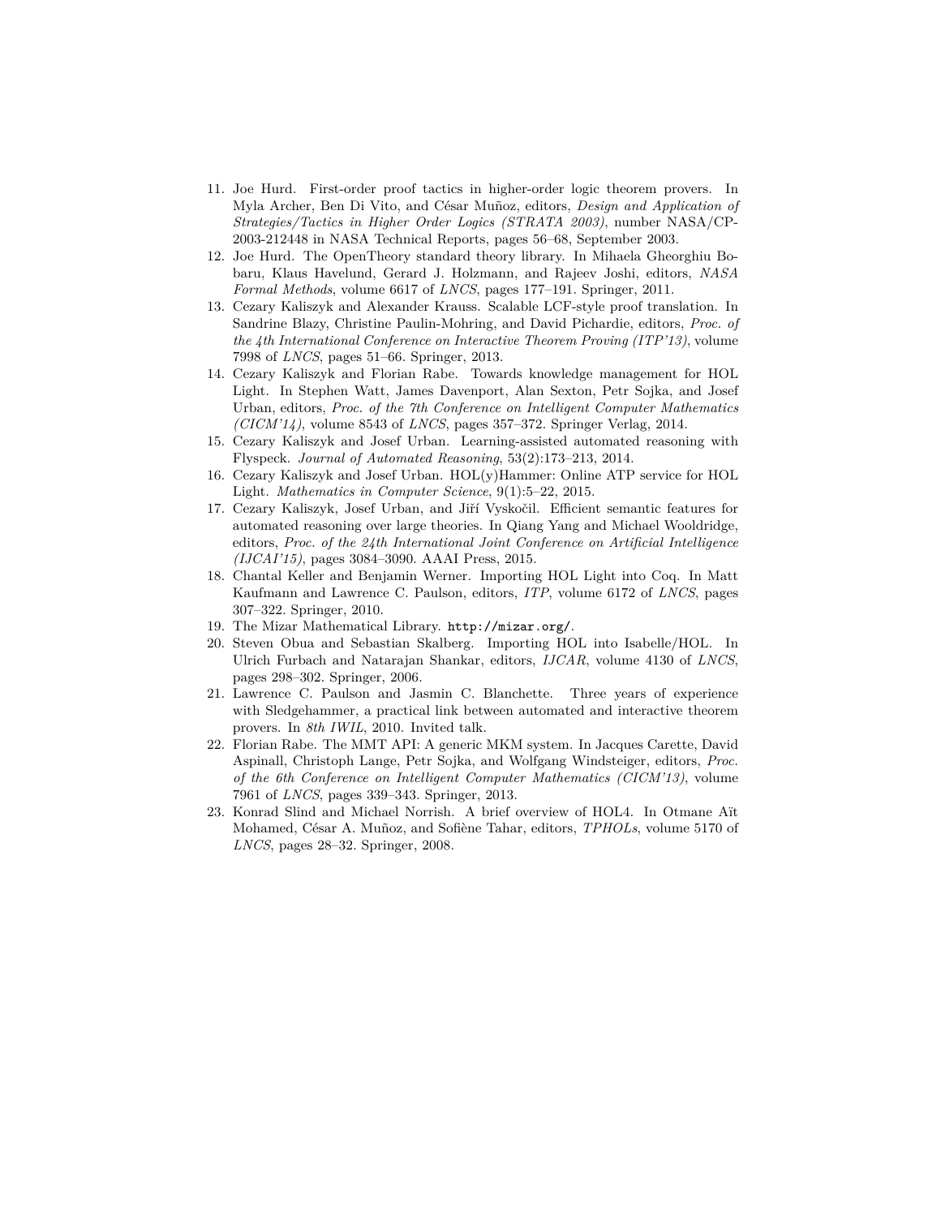11. Joe Hurd. First-order proof tactics in higher-order logic theorem provers. In Myla Archer, Ben Di Vito, and César Muñoz, editors, *Design and Application of Strategies/Tactics in Higher Order Logics (STRATA 2003)*, number NASA/CP-2003-212448 in NASA Technical Reports, pages 56–68, September 2003.
12. Joe Hurd. The OpenTheory standard theory library. In Mihaela Gheorghiu Bobaru, Klaus Havelund, Gerard J. Holzmann, and Rajeev Joshi, editors, *NASA Formal Methods*, volume 6617 of *LNCS*, pages 177–191. Springer, 2011.
13. Cezary Kaliszyk and Alexander Krauss. Scalable LCF-style proof translation. In Sandrine Blazy, Christine Paulin-Mohring, and David Pichardie, editors, *Proc. of the 4th International Conference on Interactive Theorem Proving (ITP'13)*, volume 7998 of *LNCS*, pages 51–66. Springer, 2013.
14. Cezary Kaliszyk and Florian Rabe. Towards knowledge management for HOL Light. In Stephen Watt, James Davenport, Alan Sexton, Petr Sojka, and Josef Urban, editors, *Proc. of the 7th Conference on Intelligent Computer Mathematics (CICM'14)*, volume 8543 of *LNCS*, pages 357–372. Springer Verlag, 2014.
15. Cezary Kaliszyk and Josef Urban. Learning-assisted automated reasoning with Flyspeck. *Journal of Automated Reasoning*, 53(2):173–213, 2014.
16. Cezary Kaliszyk and Josef Urban. HOL(y)Hammer: Online ATP service for HOL Light. *Mathematics in Computer Science*, 9(1):5–22, 2015.
17. Cezary Kaliszyk, Josef Urban, and Jiří Vyskočil. Efficient semantic features for automated reasoning over large theories. In Qiang Yang and Michael Wooldridge, editors, *Proc. of the 24th International Joint Conference on Artificial Intelligence (IJCAI'15)*, pages 3084–3090. AAAI Press, 2015.
18. Chantal Keller and Benjamin Werner. Importing HOL Light into Coq. In Matt Kaufmann and Lawrence C. Paulson, editors, *ITP*, volume 6172 of *LNCS*, pages 307–322. Springer, 2010.
19. The Mizar Mathematical Library. `http://mizar.org/`.
20. Steven Obua and Sebastian Skalberg. Importing HOL into Isabelle/HOL. In Ulrich Furbach and Natarajan Shankar, editors, *IJCAR*, volume 4130 of *LNCS*, pages 298–302. Springer, 2006.
21. Lawrence C. Paulson and Jasmin C. Blanchette. Three years of experience with Sledgehammer, a practical link between automated and interactive theorem provers. In *8th IWIL*, 2010. Invited talk.
22. Florian Rabe. The MMT API: A generic MKM system. In Jacques Carette, David Aspinall, Christoph Lange, Petr Sojka, and Wolfgang Windsteiger, editors, *Proc. of the 6th Conference on Intelligent Computer Mathematics (CICM'13)*, volume 7961 of *LNCS*, pages 339–343. Springer, 2013.
23. Konrad Slind and Michael Norrish. A brief overview of HOL4. In Otmane Aït Mohamed, César A. Muñoz, and Sofiène Tahar, editors, *TPHOLs*, volume 5170 of *LNCS*, pages 28–32. Springer, 2008.